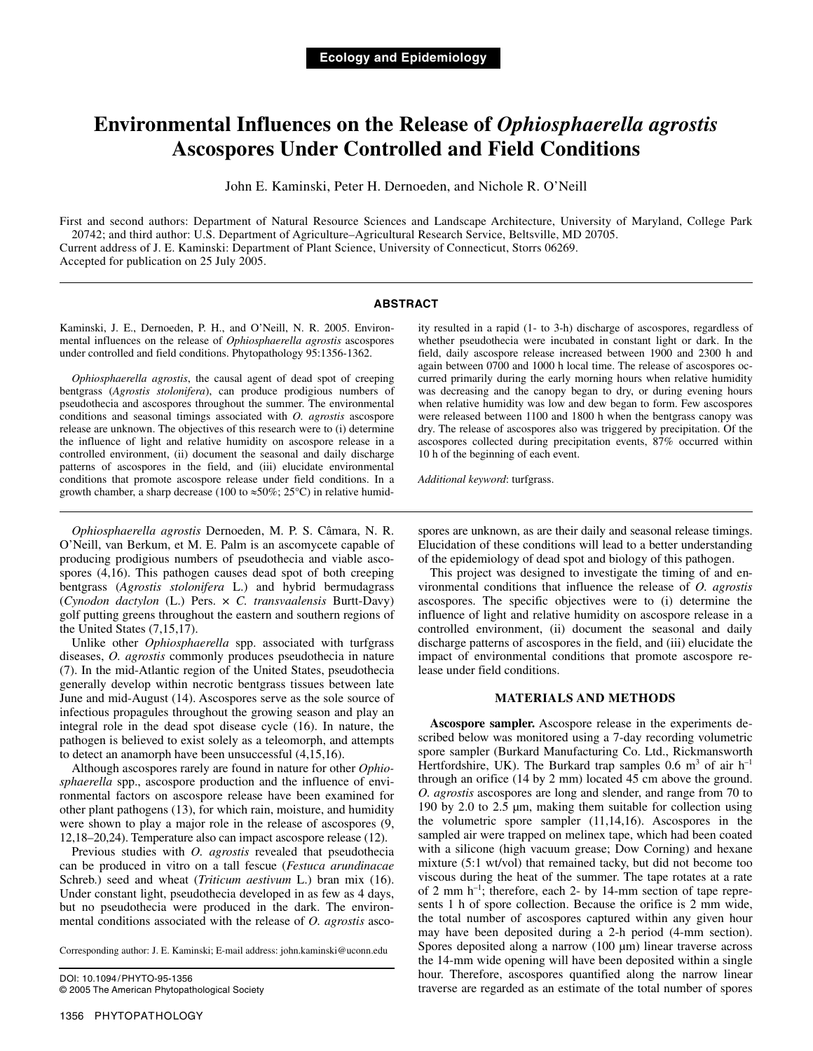Ecology and Epidemiology

# Environmental Influences on the Release of *Ophiosphaerella agrostis* Ascospores Under Controlled and Field Conditions

John E. Kaminski, Peter H. Dernoeden, and Nichole R. O'Neill

First and second authors: Department of Natural Resource Sciences and Landscape Architecture, University of Maryland, College Park 20742; and third author: U.S. Department of Agriculture–Agricultural Research Service, Beltsville, MD 20705.
Current address of J. E. Kaminski: Department of Plant Science, University of Connecticut, Storrs 06269.
Accepted for publication on 25 July 2005.

## ABSTRACT

Kaminski, J. E., Dernoeden, P. H., and O'Neill, N. R. 2005. Environmental influences on the release of *Ophiosphaerella agrostis* ascospores under controlled and field conditions. Phytopathology 95:1356-1362.

*Ophiosphaerella agrostis*, the causal agent of dead spot of creeping bentgrass (*Agrostis stolonifera*), can produce prodigious numbers of pseudothecia and ascospores throughout the summer. The environmental conditions and seasonal timings associated with *O. agrostis* ascospore release are unknown. The objectives of this research were to (i) determine the influence of light and relative humidity on ascospore release in a controlled environment, (ii) document the seasonal and daily discharge patterns of ascospores in the field, and (iii) elucidate environmental conditions that promote ascospore release under field conditions. In a growth chamber, a sharp decrease (100 to ≈50%; 25°C) in relative humidity resulted in a rapid (1- to 3-h) discharge of ascospores, regardless of whether pseudothecia were incubated in constant light or dark. In the field, daily ascospore release increased between 1900 and 2300 h and again between 0700 and 1000 h local time. The release of ascospores occurred primarily during the early morning hours when relative humidity was decreasing and the canopy began to dry, or during evening hours when relative humidity was low and dew began to form. Few ascospores were released between 1100 and 1800 h when the bentgrass canopy was dry. The release of ascospores also was triggered by precipitation. Of the ascospores collected during precipitation events, 87% occurred within 10 h of the beginning of each event.

*Additional keyword*: turfgrass.

*Ophiosphaerella agrostis* Dernoeden, M. P. S. Câmara, N. R. O'Neill, van Berkum, et M. E. Palm is an ascomycete capable of producing prodigious numbers of pseudothecia and viable ascospores (4,16). This pathogen causes dead spot of both creeping bentgrass (*Agrostis stolonifera* L.) and hybrid bermudagrass (*Cynodon dactylon* (L.) Pers. × *C. transvaalensis* Burtt-Davy) golf putting greens throughout the eastern and southern regions of the United States (7,15,17).

Unlike other *Ophiosphaerella* spp. associated with turfgrass diseases, *O. agrostis* commonly produces pseudothecia in nature (7). In the mid-Atlantic region of the United States, pseudothecia generally develop within necrotic bentgrass tissues between late June and mid-August (14). Ascospores serve as the sole source of infectious propagules throughout the growing season and play an integral role in the dead spot disease cycle (16). In nature, the pathogen is believed to exist solely as a teleomorph, and attempts to detect an anamorph have been unsuccessful (4,15,16).

Although ascospores rarely are found in nature for other *Ophiosphaerella* spp., ascospore production and the influence of environmental factors on ascospore release have been examined for other plant pathogens (13), for which rain, moisture, and humidity were shown to play a major role in the release of ascospores (9, 12,18–20,24). Temperature also can impact ascospore release (12).

Previous studies with *O. agrostis* revealed that pseudothecia can be produced in vitro on a tall fescue (*Festuca arundinacae* Schreb.) seed and wheat (*Triticum aestivum* L.) bran mix (16). Under constant light, pseudothecia developed in as few as 4 days, but no pseudothecia were produced in the dark. The environmental conditions associated with the release of *O. agrostis* ascospores are unknown, as are their daily and seasonal release timings. Elucidation of these conditions will lead to a better understanding of the epidemiology of dead spot and biology of this pathogen.

This project was designed to investigate the timing of and environmental conditions that influence the release of *O. agrostis* ascospores. The specific objectives were to (i) determine the influence of light and relative humidity on ascospore release in a controlled environment, (ii) document the seasonal and daily discharge patterns of ascospores in the field, and (iii) elucidate the impact of environmental conditions that promote ascospore release under field conditions.

Corresponding author: J. E. Kaminski; E-mail address: john.kaminski@uconn.edu

DOI: 10.1094/PHYTO-95-1356
© 2005 The American Phytopathological Society

## MATERIALS AND METHODS

**Ascospore sampler.** Ascospore release in the experiments described below was monitored using a 7-day recording volumetric spore sampler (Burkard Manufacturing Co. Ltd., Rickmansworth Hertfordshire, UK). The Burkard trap samples 0.6 $m^3$ of air $h^{-1}$ through an orifice (14 by 2 mm) located 45 cm above the ground. *O. agrostis* ascospores are long and slender, and range from 70 to 190 by 2.0 to 2.5 µm, making them suitable for collection using the volumetric spore sampler (11,14,16). Ascospores in the sampled air were trapped on melinex tape, which had been coated with a silicone (high vacuum grease; Dow Corning) and hexane mixture (5:1 wt/vol) that remained tacky, but did not become too viscous during the heat of the summer. The tape rotates at a rate of 2 mm $h^{-1}$; therefore, each 2- by 14-mm section of tape represents 1 h of spore collection. Because the orifice is 2 mm wide, the total number of ascospores captured within any given hour may have been deposited during a 2-h period (4-mm section). Spores deposited along a narrow (100 µm) linear traverse across the 14-mm wide opening will have been deposited within a single hour. Therefore, ascospores quantified along the narrow linear traverse are regarded as an estimate of the total number of spores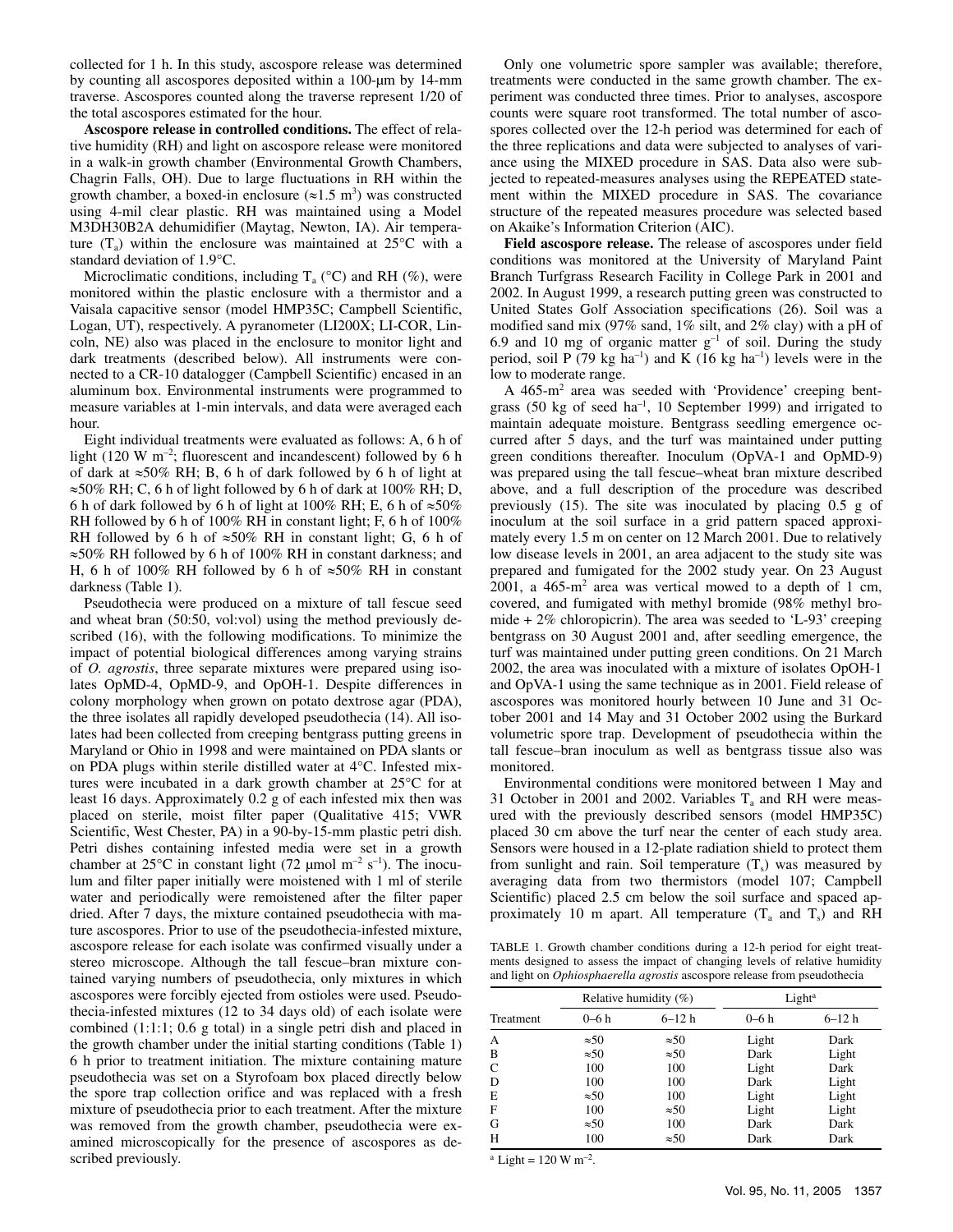collected for 1 h. In this study, ascospore release was determined by counting all ascospores deposited within a 100-µm by 14-mm traverse. Ascospores counted along the traverse represent 1/20 of the total ascospores estimated for the hour.

**Ascospore release in controlled conditions.** The effect of relative humidity (RH) and light on ascospore release were monitored in a walk-in growth chamber (Environmental Growth Chambers, Chagrin Falls, OH). Due to large fluctuations in RH within the growth chamber, a boxed-in enclosure (≈1.5 $m^3$) was constructed using 4-mil clear plastic. RH was maintained using a Model M3DH30B2A dehumidifier (Maytag, Newton, IA). Air temperature ($T_a$) within the enclosure was maintained at 25°C with a standard deviation of 1.9°C.

Microclimatic conditions, including $T_a$ (°C) and RH (%), were monitored within the plastic enclosure with a thermistor and a Vaisala capacitive sensor (model HMP35C; Campbell Scientific, Logan, UT), respectively. A pyranometer (LI200X; LI-COR, Lincoln, NE) also was placed in the enclosure to monitor light and dark treatments (described below). All instruments were connected to a CR-10 datalogger (Campbell Scientific) encased in an aluminum box. Environmental instruments were programmed to measure variables at 1-min intervals, and data were averaged each hour.

Eight individual treatments were evaluated as follows: A, 6 h of light (120 W $m^{-2}$; fluorescent and incandescent) followed by 6 h of dark at ≈50% RH; B, 6 h of dark followed by 6 h of light at ≈50% RH; C, 6 h of light followed by 6 h of dark at 100% RH; D, 6 h of dark followed by 6 h of light at 100% RH; E, 6 h of ≈50% RH followed by 6 h of 100% RH in constant light; F, 6 h of 100% RH followed by 6 h of ≈50% RH in constant light; G, 6 h of ≈50% RH followed by 6 h of 100% RH in constant darkness; and H, 6 h of 100% RH followed by 6 h of ≈50% RH in constant darkness (Table 1).

Pseudothecia were produced on a mixture of tall fescue seed and wheat bran (50:50, vol:vol) using the method previously described (16), with the following modifications. To minimize the impact of potential biological differences among varying strains of *O. agrostis*, three separate mixtures were prepared using isolates OpMD-4, OpMD-9, and OpOH-1. Despite differences in colony morphology when grown on potato dextrose agar (PDA), the three isolates all rapidly developed pseudothecia (14). All isolates had been collected from creeping bentgrass putting greens in Maryland or Ohio in 1998 and were maintained on PDA slants or on PDA plugs within sterile distilled water at 4°C. Infested mixtures were incubated in a dark growth chamber at 25°C for at least 16 days. Approximately 0.2 g of each infested mix then was placed on sterile, moist filter paper (Qualitative 415; VWR Scientific, West Chester, PA) in a 90-by-15-mm plastic petri dish. Petri dishes containing infested media were set in a growth chamber at 25°C in constant light (72 µmol $m^{-2}$ $s^{-1}$). The inoculum and filter paper initially were moistened with 1 ml of sterile water and periodically were remoistened after the filter paper dried. After 7 days, the mixture contained pseudothecia with mature ascospores. Prior to use of the pseudothecia-infested mixture, ascospore release for each isolate was confirmed visually under a stereo microscope. Although the tall fescue–bran mixture contained varying numbers of pseudothecia, only mixtures in which ascospores were forcibly ejected from ostioles were used. Pseudothecia-infested mixtures (12 to 34 days old) of each isolate were combined (1:1:1; 0.6 g total) in a single petri dish and placed in the growth chamber under the initial starting conditions (Table 1) 6 h prior to treatment initiation. The mixture containing mature pseudothecia was set on a Styrofoam box placed directly below the spore trap collection orifice and was replaced with a fresh mixture of pseudothecia prior to each treatment. After the mixture was removed from the growth chamber, pseudothecia were examined microscopically for the presence of ascospores as described previously.

Only one volumetric spore sampler was available; therefore, treatments were conducted in the same growth chamber. The experiment was conducted three times. Prior to analyses, ascospore counts were square root transformed. The total number of ascospores collected over the 12-h period was determined for each of the three replications and data were subjected to analyses of variance using the MIXED procedure in SAS. Data also were subjected to repeated-measures analyses using the REPEATED statement within the MIXED procedure in SAS. The covariance structure of the repeated measures procedure was selected based on Akaike's Information Criterion (AIC).

**Field ascospore release.** The release of ascospores under field conditions was monitored at the University of Maryland Paint Branch Turfgrass Research Facility in College Park in 2001 and 2002. In August 1999, a research putting green was constructed to United States Golf Association specifications (26). Soil was a modified sand mix (97% sand, 1% silt, and 2% clay) with a pH of 6.9 and 10 mg of organic matter $g^{-1}$ of soil. During the study period, soil P (79 kg $ha^{-1}$) and K (16 kg $ha^{-1}$) levels were in the low to moderate range.

A 465-$m^2$ area was seeded with 'Providence' creeping bentgrass (50 kg of seed $ha^{-1}$, 10 September 1999) and irrigated to maintain adequate moisture. Bentgrass seedling emergence occurred after 5 days, and the turf was maintained under putting green conditions thereafter. Inoculum (OpVA-1 and OpMD-9) was prepared using the tall fescue–wheat bran mixture described above, and a full description of the procedure was described previously (15). The site was inoculated by placing 0.5 g of inoculum at the soil surface in a grid pattern spaced approximately every 1.5 m on center on 12 March 2001. Due to relatively low disease levels in 2001, an area adjacent to the study site was prepared and fumigated for the 2002 study year. On 23 August 2001, a 465-$m^2$ area was vertical mowed to a depth of 1 cm, covered, and fumigated with methyl bromide (98% methyl bromide + 2% chloropicrin). The area was seeded to 'L-93' creeping bentgrass on 30 August 2001 and, after seedling emergence, the turf was maintained under putting green conditions. On 21 March 2002, the area was inoculated with a mixture of isolates OpOH-1 and OpVA-1 using the same technique as in 2001. Field release of ascospores was monitored hourly between 10 June and 31 October 2001 and 14 May and 31 October 2002 using the Burkard volumetric spore trap. Development of pseudothecia within the tall fescue–bran inoculum as well as bentgrass tissue also was monitored.

Environmental conditions were monitored between 1 May and 31 October in 2001 and 2002. Variables $T_a$ and RH were measured with the previously described sensors (model HMP35C) placed 30 cm above the turf near the center of each study area. Sensors were housed in a 12-plate radiation shield to protect them from sunlight and rain. Soil temperature ($T_s$) was measured by averaging data from two thermistors (model 107; Campbell Scientific) placed 2.5 cm below the soil surface and spaced approximately 10 m apart. All temperature ($T_a$ and $T_s$) and RH

TABLE 1. Growth chamber conditions during a 12-h period for eight treatments designed to assess the impact of changing levels of relative humidity and light on *Ophiosphaerella agrostis* ascospore release from pseudothecia

| Treatment | Relative humidity (%) | | Light[a] | |
|---|---|---|---|---|
| | 0–6 h | 6–12 h | 0–6 h | 6–12 h |
| A | ≈50 | ≈50 | Light | Dark |
| B | ≈50 | ≈50 | Dark | Light |
| C | 100 | 100 | Light | Dark |
| D | 100 | 100 | Dark | Light |
| E | ≈50 | 100 | Light | Light |
| F | 100 | ≈50 | Light | Light |
| G | ≈50 | 100 | Dark | Dark |
| H | 100 | ≈50 | Dark | Dark |

[a] Light = 120 W $m^{-2}$.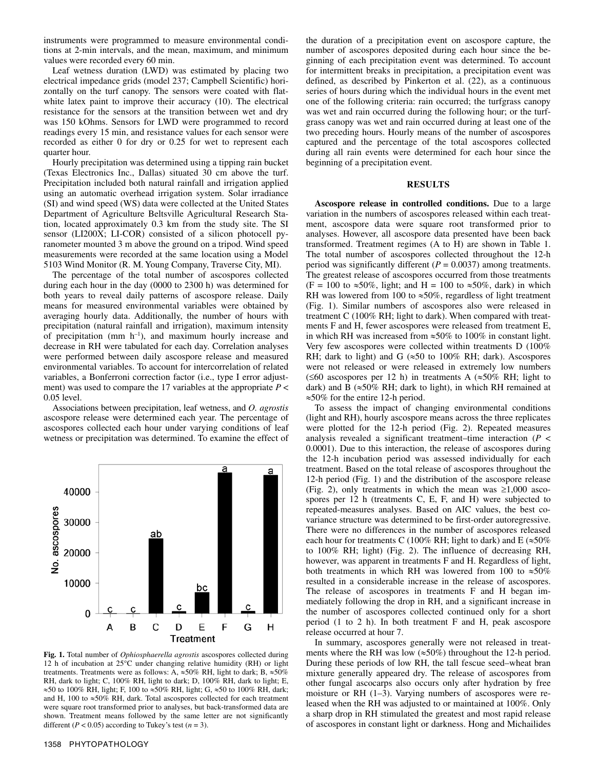instruments were programmed to measure environmental conditions at 2-min intervals, and the mean, maximum, and minimum values were recorded every 60 min.

Leaf wetness duration (LWD) was estimated by placing two electrical impedance grids (model 237; Campbell Scientific) horizontally on the turf canopy. The sensors were coated with flat-white latex paint to improve their accuracy (10). The electrical resistance for the sensors at the transition between wet and dry was 150 kOhms. Sensors for LWD were programmed to record readings every 15 min, and resistance values for each sensor were recorded as either 0 for dry or 0.25 for wet to represent each quarter hour.

Hourly precipitation was determined using a tipping rain bucket (Texas Electronics Inc., Dallas) situated 30 cm above the turf. Precipitation included both natural rainfall and irrigation applied using an automatic overhead irrigation system. Solar irradiance (SI) and wind speed (WS) data were collected at the United States Department of Agriculture Beltsville Agricultural Research Station, located approximately 0.3 km from the study site. The SI sensor (LI200X; LI-COR) consisted of a silicon photocell pyranometer mounted 3 m above the ground on a tripod. Wind speed measurements were recorded at the same location using a Model 5103 Wind Monitor (R. M. Young Company, Traverse City, MI).

The percentage of the total number of ascospores collected during each hour in the day (0000 to 2300 h) was determined for both years to reveal daily patterns of ascospore release. Daily means for measured environmental variables were obtained by averaging hourly data. Additionally, the number of hours with precipitation (natural rainfall and irrigation), maximum intensity of precipitation (mm $h^{-1}$), and maximum hourly increase and decrease in RH were tabulated for each day. Correlation analyses were performed between daily ascospore release and measured environmental variables. To account for intercorrelation of related variables, a Bonferroni correction factor (i.e., type I error adjustment) was used to compare the 17 variables at the appropriate $P <$ 0.05 level.

Associations between precipitation, leaf wetness, and *O. agrostis* ascospore release were determined each year. The percentage of ascospores collected each hour under varying conditions of leaf wetness or precipitation was determined. To examine the effect of the duration of a precipitation event on ascospore capture, the number of ascospores deposited during each hour since the beginning of each precipitation event was determined. To account for intermittent breaks in precipitation, a precipitation event was defined, as described by Pinkerton et al. (22), as a continuous series of hours during which the individual hours in the event met one of the following criteria: rain occurred; the turfgrass canopy was wet and rain occurred during the following hour; or the turfgrass canopy was wet and rain occurred during at least one of the two preceding hours. Hourly means of the number of ascospores captured and the percentage of the total ascospores collected during all rain events were determined for each hour since the beginning of a precipitation event.

Fig. 1. Total number of *Ophiosphaerella agrostis* ascospores collected during 12 h of incubation at 25°C under changing relative humidity (RH) or light treatments. Treatments were as follows: A, ≈50% RH, light to dark; B, ≈50% RH, dark to light; C, 100% RH, light to dark; D, 100% RH, dark to light; E, ≈50 to 100% RH, light; F, 100 to ≈50% RH, light; G, ≈50 to 100% RH, dark; and H, 100 to ≈50% RH, dark. Total ascospores collected for each treatment were square root transformed prior to analyses, but back-transformed data are shown. Treatment means followed by the same letter are not significantly different ($P < 0.05$) according to Tukey's test ($n = 3$).

## RESULTS

**Ascospore release in controlled conditions.** Due to a large variation in the numbers of ascospores released within each treatment, ascospore data were square root transformed prior to analyses. However, all ascospore data presented have been back transformed. Treatment regimes (A to H) are shown in Table 1. The total number of ascospores collected throughout the 12-h period was significantly different ($P = 0.0037$) among treatments. The greatest release of ascospores occurred from those treatments (F = 100 to ≈50%, light; and H = 100 to ≈50%, dark) in which RH was lowered from 100 to ≈50%, regardless of light treatment (Fig. 1). Similar numbers of ascospores also were released in treatment C (100% RH; light to dark). When compared with treatments F and H, fewer ascospores were released from treatment E, in which RH was increased from ≈50% to 100% in constant light. Very few ascospores were collected within treatments D (100% RH; dark to light) and G (≈50 to 100% RH; dark). Ascospores were not released or were released in extremely low numbers (≤60 ascospores per 12 h) in treatments A (≈50% RH; light to dark) and B (≈50% RH; dark to light), in which RH remained at ≈50% for the entire 12-h period.

To assess the impact of changing environmental conditions (light and RH), hourly ascospore means across the three replicates were plotted for the 12-h period (Fig. 2). Repeated measures analysis revealed a significant treatment–time interaction ($P <$ 0.0001). Due to this interaction, the release of ascospores during the 12-h incubation period was assessed individually for each treatment. Based on the total release of ascospores throughout the 12-h period (Fig. 1) and the distribution of the ascospore release (Fig. 2), only treatments in which the mean was ≥1,000 ascospores per 12 h (treatments C, E, F, and H) were subjected to repeated-measures analyses. Based on AIC values, the best covariance structure was determined to be first-order autoregressive. There were no differences in the number of ascospores released each hour for treatments C (100% RH; light to dark) and E (≈50% to 100% RH; light) (Fig. 2). The influence of decreasing RH, however, was apparent in treatments F and H. Regardless of light, both treatments in which RH was lowered from 100 to ≈50% resulted in a considerable increase in the release of ascospores. The release of ascospores in treatments F and H began immediately following the drop in RH, and a significant increase in the number of ascospores collected continued only for a short period (1 to 2 h). In both treatment F and H, peak ascospore release occurred at hour 7.

In summary, ascospores generally were not released in treatments where the RH was low (≈50%) throughout the 12-h period. During these periods of low RH, the tall fescue seed–wheat bran mixture generally appeared dry. The release of ascospores from other fungal ascocarps also occurs only after hydration by free moisture or RH (1–3). Varying numbers of ascospores were released when the RH was adjusted to or maintained at 100%. Only a sharp drop in RH stimulated the greatest and most rapid release of ascospores in constant light or darkness. Hong and Michailides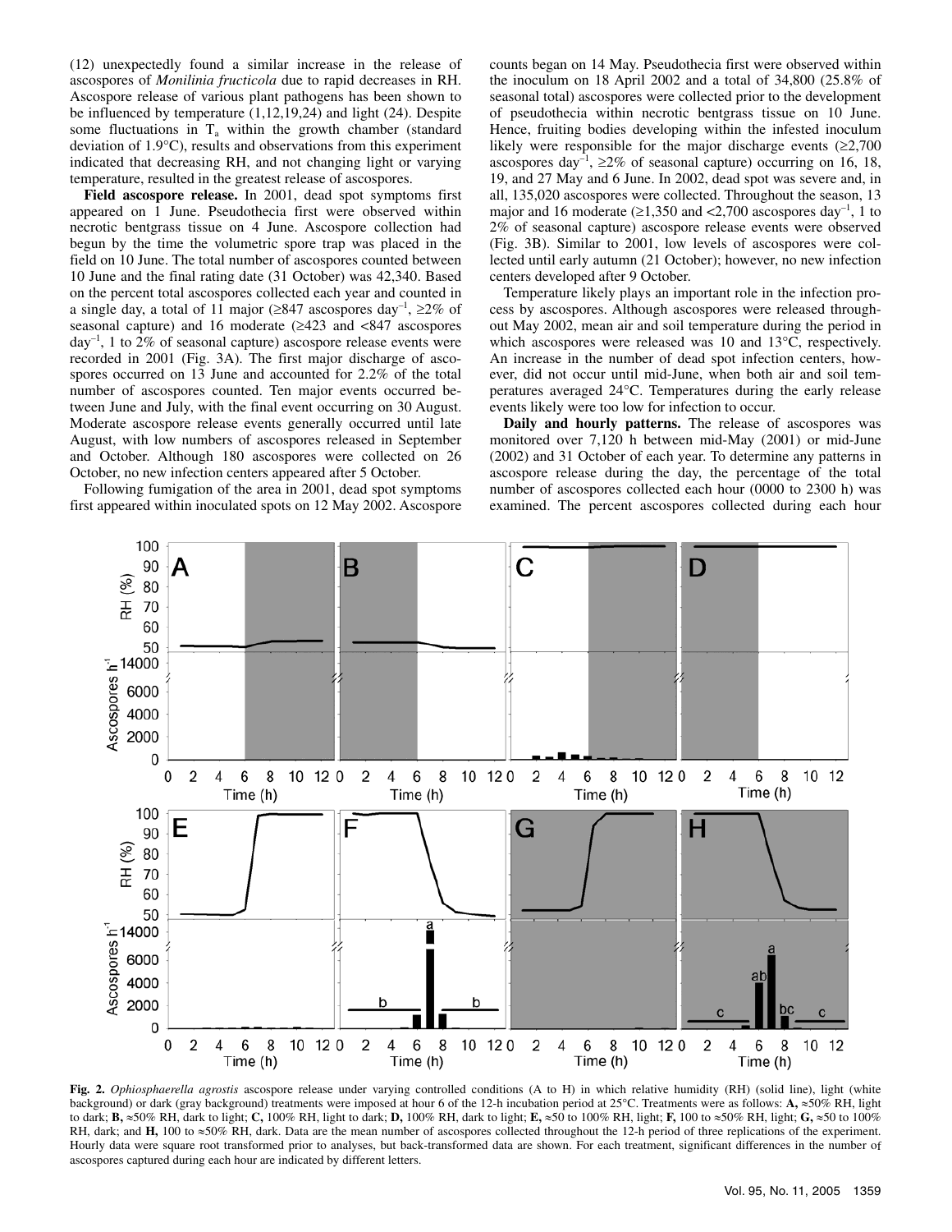(12) unexpectedly found a similar increase in the release of ascospores of *Monilinia fructicola* due to rapid decreases in RH. Ascospore release of various plant pathogens has been shown to be influenced by temperature (1,12,19,24) and light (24). Despite some fluctuations in $T_a$ within the growth chamber (standard deviation of 1.9°C), results and observations from this experiment indicated that decreasing RH, and not changing light or varying temperature, resulted in the greatest release of ascospores.

**Field ascospore release.** In 2001, dead spot symptoms first appeared on 1 June. Pseudothecia first were observed within necrotic bentgrass tissue on 4 June. Ascospore collection had begun by the time the volumetric spore trap was placed in the field on 10 June. The total number of ascospores counted between 10 June and the final rating date (31 October) was 42,340. Based on the percent total ascospores collected each year and counted in a single day, a total of 11 major (≥847 ascospores day$^{-1}$, ≥2% of seasonal capture) and 16 moderate (≥423 and <847 ascospores day$^{-1}$, 1 to 2% of seasonal capture) ascospore release events were recorded in 2001 (Fig. 3A). The first major discharge of ascospores occurred on 13 June and accounted for 2.2% of the total number of ascospores counted. Ten major events occurred between June and July, with the final event occurring on 30 August. Moderate ascospore release events generally occurred until late August, with low numbers of ascospores released in September and October. Although 180 ascospores were collected on 26 October, no new infection centers appeared after 5 October.

Following fumigation of the area in 2001, dead spot symptoms first appeared within inoculated spots on 12 May 2002. Ascospore counts began on 14 May. Pseudothecia first were observed within the inoculum on 18 April 2002 and a total of 34,800 (25.8% of seasonal total) ascospores were collected prior to the development of pseudothecia within necrotic bentgrass tissue on 10 June. Hence, fruiting bodies developing within the infested inoculum likely were responsible for the major discharge events (≥2,700 ascospores day$^{-1}$, ≥2% of seasonal capture) occurring on 16, 18, 19, and 27 May and 6 June. In 2002, dead spot was severe and, in all, 135,020 ascospores were collected. Throughout the season, 13 major and 16 moderate (≥1,350 and <2,700 ascospores day$^{-1}$, 1 to 2% of seasonal capture) ascospore release events were observed (Fig. 3B). Similar to 2001, low levels of ascospores were collected until early autumn (21 October); however, no new infection centers developed after 9 October.

Temperature likely plays an important role in the infection process by ascospores. Although ascospores were released throughout May 2002, mean air and soil temperature during the period in which ascospores were released was 10 and 13°C, respectively. An increase in the number of dead spot infection centers, however, did not occur until mid-June, when both air and soil temperatures averaged 24°C. Temperatures during the early release events likely were too low for infection to occur.

**Daily and hourly patterns.** The release of ascospores was monitored over 7,120 h between mid-May (2001) or mid-June (2002) and 31 October of each year. To determine any patterns in ascospore release during the day, the percentage of the total number of ascospores collected each hour (0000 to 2300 h) was examined. The percent ascospores collected during each hour

**Fig. 2.** *Ophiosphaerella agrostis* ascospore release under varying controlled conditions (A to H) in which relative humidity (RH) (solid line), light (white background) or dark (gray background) treatments were imposed at hour 6 of the 12-h incubation period at 25°C. Treatments were as follows: **A,** ≈50% RH, light to dark; **B,** ≈50% RH, dark to light; **C,** 100% RH, light to dark; **D,** 100% RH, dark to light; **E,** ≈50 to 100% RH, light; **F,** 100 to ≈50% RH, light; **G,** ≈50 to 100% RH, dark; and **H,** 100 to ≈50% RH, dark. Data are the mean number of ascospores collected throughout the 12-h period of three replications of the experiment. Hourly data were square root transformed prior to analyses, but back-transformed data are shown. For each treatment, significant differences in the number of ascospores captured during each hour are indicated by different letters.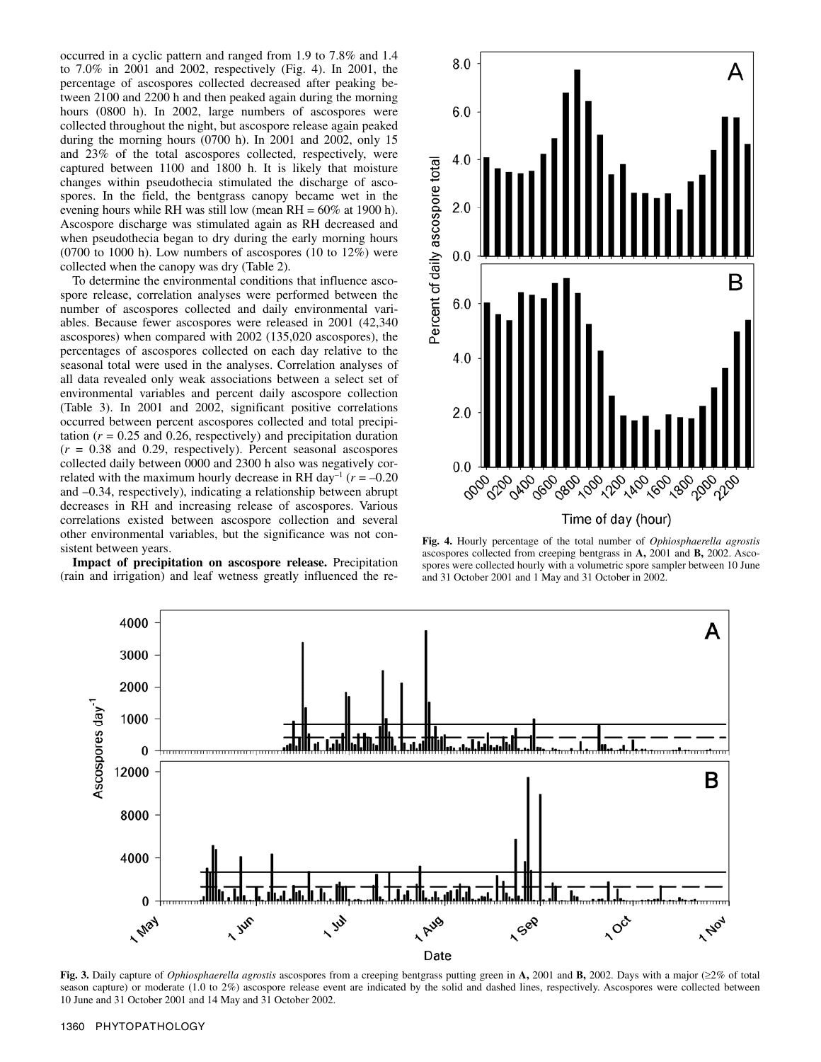occurred in a cyclic pattern and ranged from 1.9 to 7.8% and 1.4 to 7.0% in 2001 and 2002, respectively (Fig. 4). In 2001, the percentage of ascospores collected decreased after peaking between 2100 and 2200 h and then peaked again during the morning hours (0800 h). In 2002, large numbers of ascospores were collected throughout the night, but ascospore release again peaked during the morning hours (0700 h). In 2001 and 2002, only 15 and 23% of the total ascospores collected, respectively, were captured between 1100 and 1800 h. It is likely that moisture changes within pseudothecia stimulated the discharge of ascospores. In the field, the bentgrass canopy became wet in the evening hours while RH was still low (mean RH = 60% at 1900 h). Ascospore discharge was stimulated again as RH decreased and when pseudothecia began to dry during the early morning hours (0700 to 1000 h). Low numbers of ascospores (10 to 12%) were collected when the canopy was dry (Table 2).

To determine the environmental conditions that influence ascospore release, correlation analyses were performed between the number of ascospores collected and daily environmental variables. Because fewer ascospores were released in 2001 (42,340 ascospores) when compared with 2002 (135,020 ascospores), the percentages of ascospores collected on each day relative to the seasonal total were used in the analyses. Correlation analyses of all data revealed only weak associations between a select set of environmental variables and percent daily ascospore collection (Table 3). In 2001 and 2002, significant positive correlations occurred between percent ascospores collected and total precipitation ($r = 0.25$ and 0.26, respectively) and precipitation duration ($r = 0.38$ and 0.29, respectively). Percent seasonal ascospores collected daily between 0000 and 2300 h also was negatively correlated with the maximum hourly decrease in RH day$^{-1}$ ($r = -0.20$ and $-0.34$, respectively), indicating a relationship between abrupt decreases in RH and increasing release of ascospores. Various correlations existed between ascospore collection and several other environmental variables, but the significance was not consistent between years.

**Impact of precipitation on ascospore release.** Precipitation (rain and irrigation) and leaf wetness greatly influenced the re-

**Fig. 4.** Hourly percentage of the total number of *Ophiosphaerella agrostis* ascospores collected from creeping bentgrass in **A,** 2001 and **B,** 2002. Ascospores were collected hourly with a volumetric spore sampler between 10 June and 31 October 2001 and 1 May and 31 October in 2002.

**Fig. 3.** Daily capture of *Ophiosphaerella agrostis* ascospores from a creeping bentgrass putting green in **A,** 2001 and **B,** 2002. Days with a major (≥2% of total season capture) or moderate (1.0 to 2%) ascospore release event are indicated by the solid and dashed lines, respectively. Ascospores were collected between 10 June and 31 October 2001 and 14 May and 31 October 2002.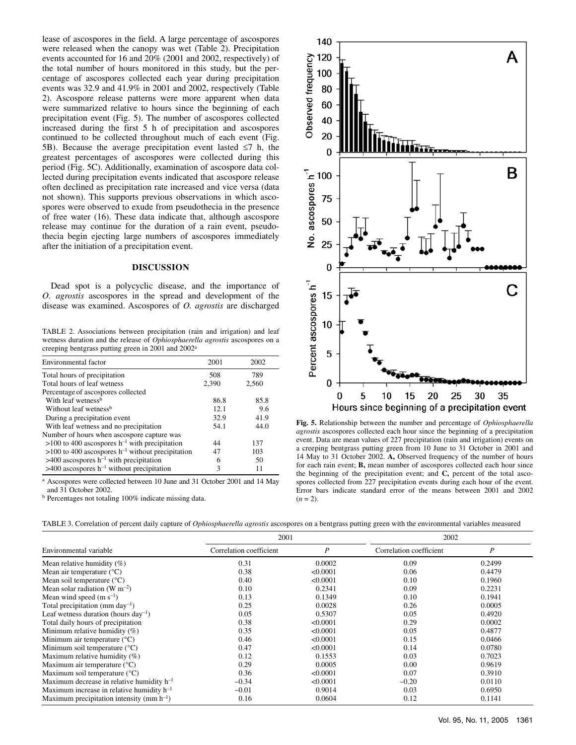lease of ascospores in the field. A large percentage of ascospores were released when the canopy was wet (Table 2). Precipitation events accounted for 16 and 20% (2001 and 2002, respectively) of the total number of hours monitored in this study, but the percentage of ascospores collected each year during precipitation events was 32.9 and 41.9% in 2001 and 2002, respectively (Table 2). Ascospore release patterns were more apparent when data were summarized relative to hours since the beginning of each precipitation event (Fig. 5). The number of ascospores collected increased during the first 5 h of precipitation and ascospores continued to be collected throughout much of each event (Fig. 5B). Because the average precipitation event lasted ≤7 h, the greatest percentages of ascospores were collected during this period (Fig. 5C). Additionally, examination of ascospore data collected during precipitation events indicated that ascospore release often declined as precipitation rate increased and vice versa (data not shown). This supports previous observations in which ascospores were observed to exude from pseudothecia in the presence of free water (16). These data indicate that, although ascospore release may continue for the duration of a rain event, pseudothecia begin ejecting large numbers of ascospores immediately after the initiation of a precipitation event.

## DISCUSSION

Dead spot is a polycyclic disease, and the importance of *O. agrostis* ascospores in the spread and development of the disease was examined. Ascospores of *O. agrostis* are discharged

TABLE 2. Associations between precipitation (rain and irrigation) and leaf wetness duration and the release of *Ophiosphaerella agrostis* ascospores on a creeping bentgrass putting green in 2001 and 2002[a]

| Environmental factor | 2001 | 2002 |
|---|---|---|
| Total hours of precipitation | 508 | 789 |
| Total hours of leaf wetness | 2,390 | 2,560 |
| Percentage of ascospores collected | | |
| With leaf wetness[b] | 86.8 | 85.8 |
| Without leaf wetness[b] | 12.1 | 9.6 |
| During a precipitation event | 32.9 | 41.9 |
| With leaf wetness and no precipitation | 54.1 | 44.0 |
| Number of hours when ascospore capture was | | |
| >100 to 400 ascospores $h^{-1}$ with precipitation | 44 | 137 |
| >100 to 400 ascospores $h^{-1}$ without precipitation | 47 | 103 |
| >400 ascospores $h^{-1}$ with precipitation | 6 | 50 |
| >400 ascospores $h^{-1}$ without precipitation | 3 | 11 |

[a] Ascospores were collected between 10 June and 31 October 2001 and 14 May and 31 October 2002.

[b] Percentages not totaling 100% indicate missing data.

**Fig. 5.** Relationship between the number and percentage of *Ophiosphaerella agrostis* ascospores collected each hour since the beginning of a precipitation event. Data are mean values of 227 precipitation (rain and irrigation) events on a creeping bentgrass putting green from 10 June to 31 October in 2001 and 14 May to 31 October 2002. **A,** Observed frequency of the number of hours for each rain event; **B,** mean number of ascospores collected each hour since the beginning of the precipitation event; and **C,** percent of the total ascospores collected from 227 precipitation events during each hour of the event. Error bars indicate standard error of the means between 2001 and 2002 ($n$ = 2).

TABLE 3. Correlation of percent daily capture of *Ophiosphaerella agrostis* ascospores on a bentgrass putting green with the environmental variables measured

| Environmental variable | 2001 | | 2002 | |
|---|---|---|---|---|
| | Correlation coefficient | $P$ | Correlation coefficient | $P$ |
| Mean relative humidity (%) | 0.31 | 0.0002 | 0.09 | 0.2499 |
| Mean air temperature (°C) | 0.38 | <0.0001 | 0.06 | 0.4479 |
| Mean soil temperature (°C) | 0.40 | <0.0001 | 0.10 | 0.1960 |
| Mean solar radiation (W $m^{-2}$) | 0.10 | 0.2341 | 0.09 | 0.2231 |
| Mean wind speed (m $s^{-1}$) | 0.13 | 0.1349 | 0.10 | 0.1941 |
| Total precipitation (mm $day^{-1}$) | 0.25 | 0.0028 | 0.26 | 0.0005 |
| Leaf wetness duration (hours $day^{-1}$) | 0.05 | 0.5307 | 0.05 | 0.4920 |
| Total daily hours of precipitation | 0.38 | <0.0001 | 0.29 | 0.0002 |
| Minimum relative humidity (%) | 0.35 | <0.0001 | 0.05 | 0.4877 |
| Minimum air temperature (°C) | 0.46 | <0.0001 | 0.15 | 0.0466 |
| Minimum soil temperature (°C) | 0.47 | <0.0001 | 0.14 | 0.0780 |
| Maximum relative humidity (%) | 0.12 | 0.1553 | 0.03 | 0.7023 |
| Maximum air temperature (°C) | 0.29 | 0.0005 | 0.00 | 0.9619 |
| Maximum soil temperature (°C) | 0.36 | <0.0001 | 0.07 | 0.3910 |
| Maximum decrease in relative humidity $h^{-1}$ | –0.34 | <0.0001 | –0.20 | 0.0110 |
| Maximum increase in relative humidity $h^{-1}$ | –0.01 | 0.9014 | 0.03 | 0.6950 |
| Maximum precipitation intensity (mm $h^{-1}$) | 0.16 | 0.0604 | 0.12 | 0.1141 |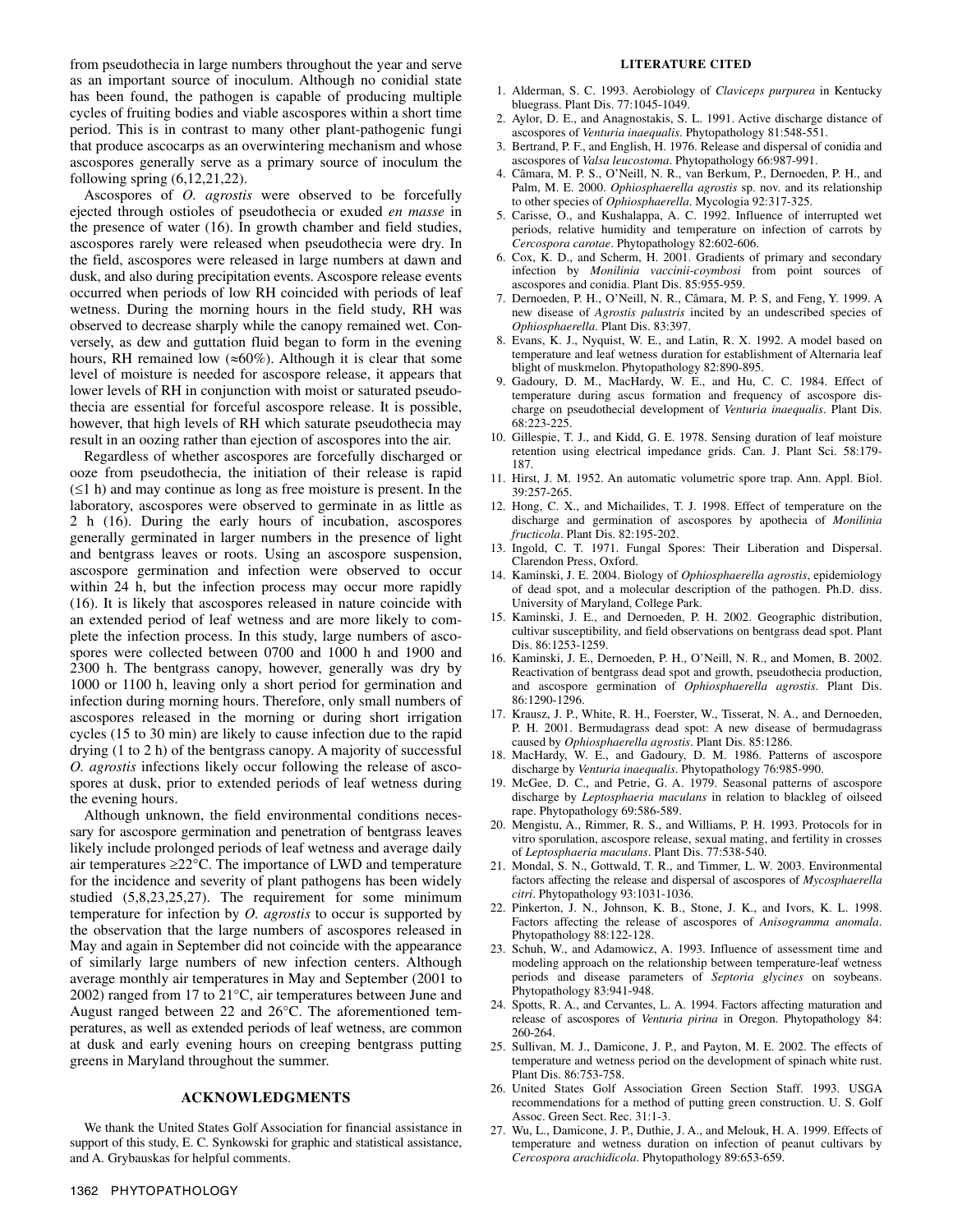from pseudothecia in large numbers throughout the year and serve as an important source of inoculum. Although no conidial state has been found, the pathogen is capable of producing multiple cycles of fruiting bodies and viable ascospores within a short time period. This is in contrast to many other plant-pathogenic fungi that produce ascocarps as an overwintering mechanism and whose ascospores generally serve as a primary source of inoculum the following spring (6,12,21,22).

Ascospores of *O. agrostis* were observed to be forcefully ejected through ostioles of pseudothecia or exuded *en masse* in the presence of water (16). In growth chamber and field studies, ascospores rarely were released when pseudothecia were dry. In the field, ascospores were released in large numbers at dawn and dusk, and also during precipitation events. Ascospore release events occurred when periods of low RH coincided with periods of leaf wetness. During the morning hours in the field study, RH was observed to decrease sharply while the canopy remained wet. Conversely, as dew and guttation fluid began to form in the evening hours, RH remained low (≈60%). Although it is clear that some level of moisture is needed for ascospore release, it appears that lower levels of RH in conjunction with moist or saturated pseudothecia are essential for forceful ascospore release. It is possible, however, that high levels of RH which saturate pseudothecia may result in an oozing rather than ejection of ascospores into the air.

Regardless of whether ascospores are forcefully discharged or ooze from pseudothecia, the initiation of their release is rapid (≤1 h) and may continue as long as free moisture is present. In the laboratory, ascospores were observed to germinate in as little as 2 h (16). During the early hours of incubation, ascospores generally germinated in larger numbers in the presence of light and bentgrass leaves or roots. Using an ascospore suspension, ascospore germination and infection were observed to occur within 24 h, but the infection process may occur more rapidly (16). It is likely that ascospores released in nature coincide with an extended period of leaf wetness and are more likely to complete the infection process. In this study, large numbers of ascospores were collected between 0700 and 1000 h and 1900 and 2300 h. The bentgrass canopy, however, generally was dry by 1000 or 1100 h, leaving only a short period for germination and infection during morning hours. Therefore, only small numbers of ascospores released in the morning or during short irrigation cycles (15 to 30 min) are likely to cause infection due to the rapid drying (1 to 2 h) of the bentgrass canopy. A majority of successful *O. agrostis* infections likely occur following the release of ascospores at dusk, prior to extended periods of leaf wetness during the evening hours.

Although unknown, the field environmental conditions necessary for ascospore germination and penetration of bentgrass leaves likely include prolonged periods of leaf wetness and average daily air temperatures ≥22°C. The importance of LWD and temperature for the incidence and severity of plant pathogens has been widely studied (5,8,23,25,27). The requirement for some minimum temperature for infection by *O. agrostis* to occur is supported by the observation that the large numbers of ascospores released in May and again in September did not coincide with the appearance of similarly large numbers of new infection centers. Although average monthly air temperatures in May and September (2001 to 2002) ranged from 17 to 21°C, air temperatures between June and August ranged between 22 and 26°C. The aforementioned temperatures, as well as extended periods of leaf wetness, are common at dusk and early evening hours on creeping bentgrass putting greens in Maryland throughout the summer.

## ACKNOWLEDGMENTS

We thank the United States Golf Association for financial assistance in support of this study, E. C. Synkowski for graphic and statistical assistance, and A. Grybauskas for helpful comments.

## LITERATURE CITED

1. Alderman, S. C. 1993. Aerobiology of *Claviceps purpurea* in Kentucky bluegrass. Plant Dis. 77:1045-1049.
2. Aylor, D. E., and Anagnostakis, S. L. 1991. Active discharge distance of ascospores of *Venturia inaequalis*. Phytopathology 81:548-551.
3. Bertrand, P. F., and English, H. 1976. Release and dispersal of conidia and ascospores of *Valsa leucostoma*. Phytopathology 66:987-991.
4. Câmara, M. P. S., O'Neill, N. R., van Berkum, P., Dernoeden, P. H., and Palm, M. E. 2000. *Ophiosphaerella agrostis* sp. nov. and its relationship to other species of *Ophiosphaerella*. Mycologia 92:317-325.
5. Carisse, O., and Kushalappa, A. C. 1992. Influence of interrupted wet periods, relative humidity and temperature on infection of carrots by *Cercospora carotae*. Phytopathology 82:602-606.
6. Cox, K. D., and Scherm, H. 2001. Gradients of primary and secondary infection by *Monilinia vaccinii-coymbosi* from point sources of ascospores and conidia. Plant Dis. 85:955-959.
7. Dernoeden, P. H., O'Neill, N. R., Câmara, M. P. S, and Feng, Y. 1999. A new disease of *Agrostis palustris* incited by an undescribed species of *Ophiosphaerella*. Plant Dis. 83:397.
8. Evans, K. J., Nyquist, W. E., and Latin, R. X. 1992. A model based on temperature and leaf wetness duration for establishment of Alternaria leaf blight of muskmelon. Phytopathology 82:890-895.
9. Gadoury, D. M., MacHardy, W. E., and Hu, C. C. 1984. Effect of temperature during ascus formation and frequency of ascospore discharge on pseudothecial development of *Venturia inaequalis*. Plant Dis. 68:223-225.
10. Gillespie, T. J., and Kidd, G. E. 1978. Sensing duration of leaf moisture retention using electrical impedance grids. Can. J. Plant Sci. 58:179-187.
11. Hirst, J. M. 1952. An automatic volumetric spore trap. Ann. Appl. Biol. 39:257-265.
12. Hong, C. X., and Michailides, T. J. 1998. Effect of temperature on the discharge and germination of ascospores by apothecia of *Monilinia fructicola*. Plant Dis. 82:195-202.
13. Ingold, C. T. 1971. Fungal Spores: Their Liberation and Dispersal. Clarendon Press, Oxford.
14. Kaminski, J. E. 2004. Biology of *Ophiosphaerella agrostis*, epidemiology of dead spot, and a molecular description of the pathogen. Ph.D. diss. University of Maryland, College Park.
15. Kaminski, J. E., and Dernoeden, P. H. 2002. Geographic distribution, cultivar susceptibility, and field observations on bentgrass dead spot. Plant Dis. 86:1253-1259.
16. Kaminski, J. E., Dernoeden, P. H., O'Neill, N. R., and Momen, B. 2002. Reactivation of bentgrass dead spot and growth, pseudothecia production, and ascospore germination of *Ophiosphaerella agrostis*. Plant Dis. 86:1290-1296.
17. Krausz, J. P., White, R. H., Foerster, W., Tisserat, N. A., and Dernoeden, P. H. 2001. Bermudagrass dead spot: A new disease of bermudagrass caused by *Ophiosphaerella agrostis*. Plant Dis. 85:1286.
18. MacHardy, W. E., and Gadoury, D. M. 1986. Patterns of ascospore discharge by *Venturia inaequalis*. Phytopathology 76:985-990.
19. McGee, D. C., and Petrie, G. A. 1979. Seasonal patterns of ascospore discharge by *Leptosphaeria maculans* in relation to blackleg of oilseed rape. Phytopathology 69:586-589.
20. Mengistu, A., Rimmer, R. S., and Williams, P. H. 1993. Protocols for in vitro sporulation, ascospore release, sexual mating, and fertility in crosses of *Leptosphaeria maculans*. Plant Dis. 77:538-540.
21. Mondal, S. N., Gottwald, T. R., and Timmer, L. W. 2003. Environmental factors affecting the release and dispersal of ascospores of *Mycosphaerella citri*. Phytopathology 93:1031-1036.
22. Pinkerton, J. N., Johnson, K. B., Stone, J. K., and Ivors, K. L. 1998. Factors affecting the release of ascospores of *Anisogramma anomala*. Phytopathology 88:122-128.
23. Schuh, W., and Adamowicz, A. 1993. Influence of assessment time and modeling approach on the relationship between temperature-leaf wetness periods and disease parameters of *Septoria glycines* on soybeans. Phytopathology 83:941-948.
24. Spotts, R. A., and Cervantes, L. A. 1994. Factors affecting maturation and release of ascospores of *Venturia pirina* in Oregon. Phytopathology 84:260-264.
25. Sullivan, M. J., Damicone, J. P., and Payton, M. E. 2002. The effects of temperature and wetness period on the development of spinach white rust. Plant Dis. 86:753-758.
26. United States Golf Association Green Section Staff. 1993. USGA recommendations for a method of putting green construction. U. S. Golf Assoc. Green Sect. Rec. 31:1-3.
27. Wu, L., Damicone, J. P., Duthie, J. A., and Melouk, H. A. 1999. Effects of temperature and wetness duration on infection of peanut cultivars by *Cercospora arachidicola*. Phytopathology 89:653-659.